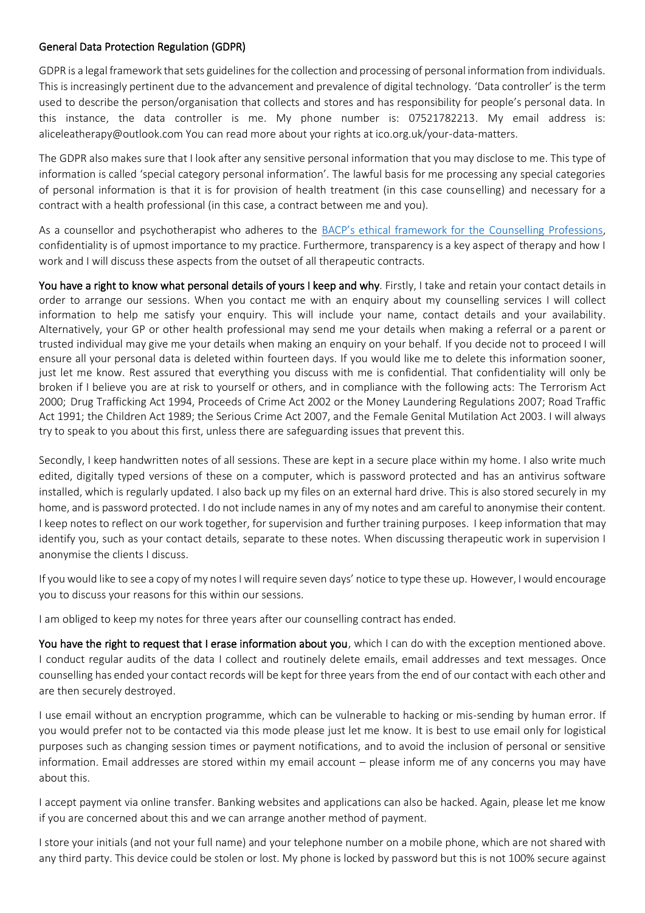## General Data Protection Regulation (GDPR)

GDPR is a legal framework that sets guidelines for the collection and processing of personal information from individuals. This is increasingly pertinent due to the advancement and prevalence of digital technology. 'Data controller' is the term used to describe the person/organisation that collects and stores and has responsibility for people's personal data. In this instance, the data controller is me. My phone number is: 07521782213. My email address is: aliceleatherapy@outlook.com You can read more about your rights at ico.org.uk/your-data-matters.

The GDPR also makes sure that I look after any sensitive personal information that you may disclose to me. This type of information is called 'special category personal information'. The lawful basis for me processing any special categories of personal information is that it is for provision of health treatment (in this case counselling) and necessary for a contract with a health professional (in this case, a contract between me and you).

As a counsellor and psychotherapist who adheres to the BACP's ethical framework for the Counselling Professions, confidentiality is of upmost importance to my practice. Furthermore, transparency is a key aspect of therapy and how I work and I will discuss these aspects from the outset of all therapeutic contracts.

**You have a right to know what personal details of yours I keep and why**. Firstly, I take and retain your contact details in order to arrange our sessions. When you contact me with an enquiry about my counselling services I will collect information to help me satisfy your enquiry. This will include your name, contact details and your availability. Alternatively, your GP or other health professional may send me your details when making a referral or a parent or trusted individual may give me your details when making an enquiry on your behalf. If you decide not to proceed I will ensure all your personal data is deleted within fourteen days. If you would like me to delete this information sooner, just let me know. Rest assured that everything you discuss with me is confidential. That confidentiality will only be broken if I believe you are at risk to yourself or others, and in compliance with the following acts: The Terrorism Act 2000; Drug Trafficking Act 1994, Proceeds of Crime Act 2002 or the Money Laundering Regulations 2007; Road Traffic Act 1991; the Children Act 1989; the Serious Crime Act 2007, and the Female Genital Mutilation Act 2003. I will always try to speak to you about this first, unless there are safeguarding issues that prevent this.

Secondly, I keep handwritten notes of all sessions. These are kept in a secure place within my home. I also write much edited, digitally typed versions of these on a computer, which is password protected and has an antivirus software installed, which is regularly updated. I also back up my files on an external hard drive. This is also stored securely in my home, and is password protected. I do not include names in any of my notes and am careful to anonymise their content. I keep notes to reflect on our work together, for supervision and further training purposes. I keep information that may identify you, such as your contact details, separate to these notes. When discussing therapeutic work in supervision I anonymise the clients I discuss.

If you would like to see a copy of my notes I will require seven days' notice to type these up. However, I would encourage you to discuss your reasons for this within our sessions.

I am obliged to keep my notes for three years after our counselling contract has ended.

**You have the right to request that I erase information about you**, which I can do with the exception mentioned above. I conduct regular audits of the data I collect and routinely delete emails, email addresses and text messages. Once counselling has ended your contact records will be kept for three years from the end of our contact with each other and are then securely destroyed.

I use email without an encryption programme, which can be vulnerable to hacking or mis-sending by human error. If you would prefer not to be contacted via this mode please just let me know. It is best to use email only for logistical purposes such as changing session times or payment notifications, and to avoid the inclusion of personal or sensitive information. Email addresses are stored within my email account – please inform me of any concerns you may have about this.

I accept payment via online transfer. Banking websites and applications can also be hacked. Again, please let me know if you are concerned about this and we can arrange another method of payment.

I store your initials (and not your full name) and your telephone number on a mobile phone, which are not shared with any third party. This device could be stolen or lost. My phone is locked by password but this is not 100% secure against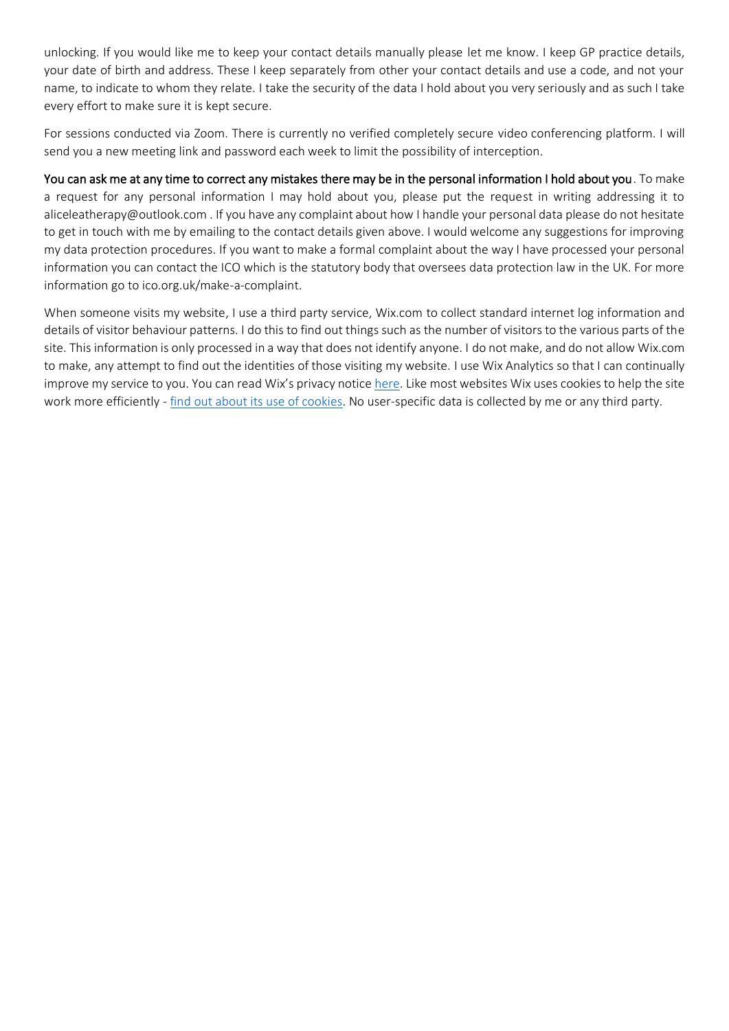unlocking. If you would like me to keep your contact details manually please let me know. I keep GP practice details, your date of birth and address. These I keep separately from other your contact details and use a code, and not your name, to indicate to whom they relate. I take the security of the data I hold about you very seriously and as such I take every effort to make sure it is kept secure.

For sessions conducted via Zoom. There is currently no verified completely secure video conferencing platform. I will send you a new meeting link and password each week to limit the possibility of interception.

You can ask me at any time to correct any mistakes there may be in the personal information I hold about you. To make a request for any personal information I may hold about you, please put the request in writing addressing it to aliceleatherapy@outlook.com . If you have any complaint about how I handle your personal data please do not hesitate to get in touch with me by emailing to the contact details given above. I would welcome any suggestions for improving my data protection procedures. If you want to make a formal complaint about the way I have processed your personal information you can contact the ICO which is the statutory body that oversees data protection law in the UK. For more information go to ico.org.uk/make-a-complaint.

When someone visits my website, I use a third party service, Wix.com to collect standard internet log information and details of visitor behaviour patterns. I do this to find out things such as the number of visitors to the various parts of the site. This information is only processed in a way that does not identify anyone. I do not make, and do not allow Wix.com to make, any attempt to find out the identities of those visiting my website. I use Wix Analytics so that I can continually improve my service to you. You can read Wix's privacy notice here. Like most websites Wix uses cookies to help the site work more efficiently - find out about its use of cookies. No user-specific data is collected by me or any third party.